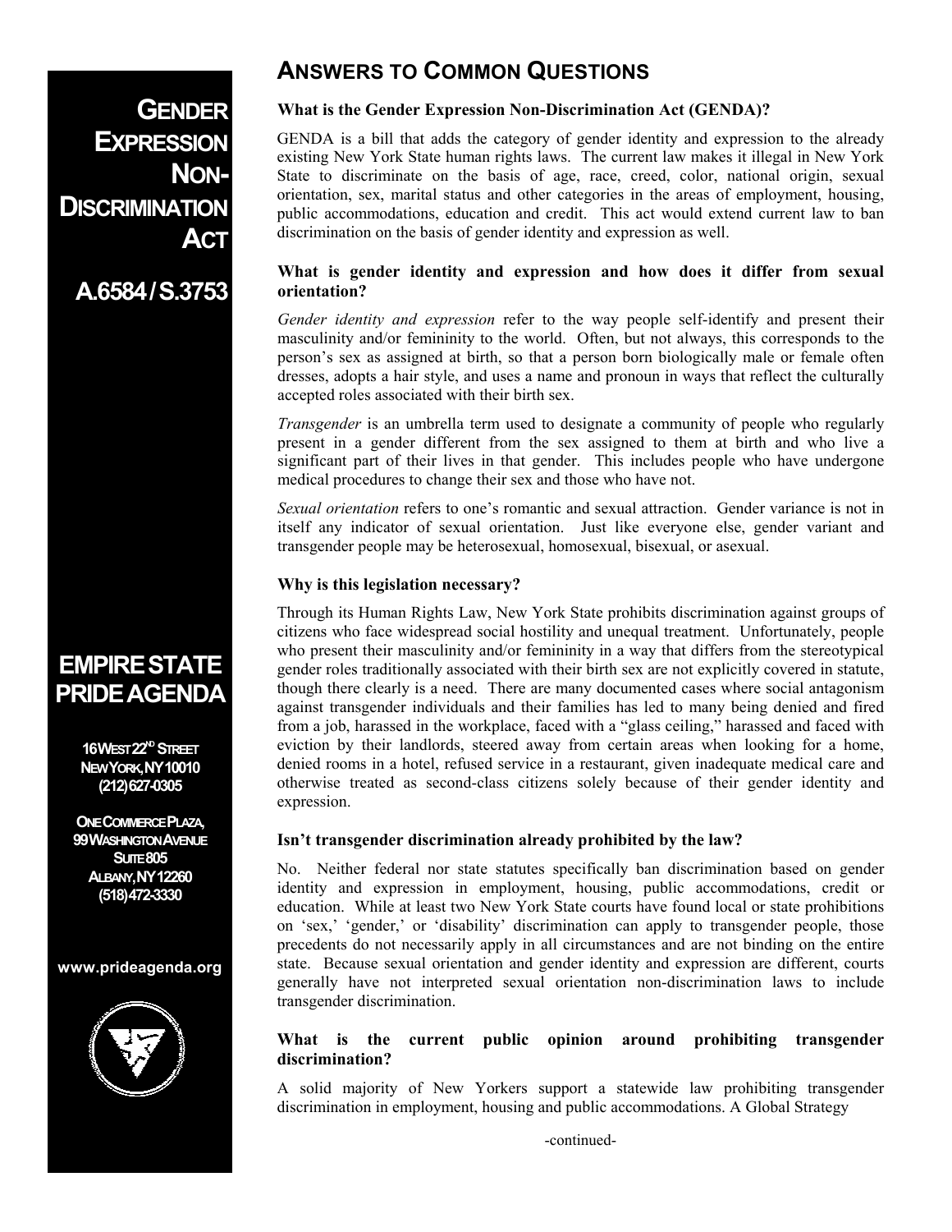# Gender Expression Non-Discrimination Act

**A.6584 / S.3753**

**EMPIRE STATE PRIDE AGENDA**

16 West 22nd Street
New York, NY 10010
(212) 627-0305

One Commerce Plaza,
99 Washington Avenue
Suite 805
Albany, NY 12260
(518) 472-3330

www.prideagenda.org

## Answers to Common Questions

### What is the Gender Expression Non-Discrimination Act (GENDA)?

GENDA is a bill that adds the category of gender identity and expression to the already existing New York State human rights laws. The current law makes it illegal in New York State to discriminate on the basis of age, race, creed, color, national origin, sexual orientation, sex, marital status and other categories in the areas of employment, housing, public accommodations, education and credit. This act would extend current law to ban discrimination on the basis of gender identity and expression as well.

### What is gender identity and expression and how does it differ from sexual orientation?

*Gender identity and expression* refer to the way people self-identify and present their masculinity and/or femininity to the world. Often, but not always, this corresponds to the person's sex as assigned at birth, so that a person born biologically male or female often dresses, adopts a hair style, and uses a name and pronoun in ways that reflect the culturally accepted roles associated with their birth sex.

*Transgender* is an umbrella term used to designate a community of people who regularly present in a gender different from the sex assigned to them at birth and who live a significant part of their lives in that gender. This includes people who have undergone medical procedures to change their sex and those who have not.

*Sexual orientation* refers to one's romantic and sexual attraction. Gender variance is not in itself any indicator of sexual orientation. Just like everyone else, gender variant and transgender people may be heterosexual, homosexual, bisexual, or asexual.

### Why is this legislation necessary?

Through its Human Rights Law, New York State prohibits discrimination against groups of citizens who face widespread social hostility and unequal treatment. Unfortunately, people who present their masculinity and/or femininity in a way that differs from the stereotypical gender roles traditionally associated with their birth sex are not explicitly covered in statute, though there clearly is a need. There are many documented cases where social antagonism against transgender individuals and their families has led to many being denied and fired from a job, harassed in the workplace, faced with a "glass ceiling," harassed and faced with eviction by their landlords, steered away from certain areas when looking for a home, denied rooms in a hotel, refused service in a restaurant, given inadequate medical care and otherwise treated as second-class citizens solely because of their gender identity and expression.

### Isn't transgender discrimination already prohibited by the law?

No. Neither federal nor state statutes specifically ban discrimination based on gender identity and expression in employment, housing, public accommodations, credit or education. While at least two New York State courts have found local or state prohibitions on 'sex,' 'gender,' or 'disability' discrimination can apply to transgender people, those precedents do not necessarily apply in all circumstances and are not binding on the entire state. Because sexual orientation and gender identity and expression are different, courts generally have not interpreted sexual orientation non-discrimination laws to include transgender discrimination.

### What is the current public opinion around prohibiting transgender discrimination?

A solid majority of New Yorkers support a statewide law prohibiting transgender discrimination in employment, housing and public accommodations. A Global Strategy

-continued-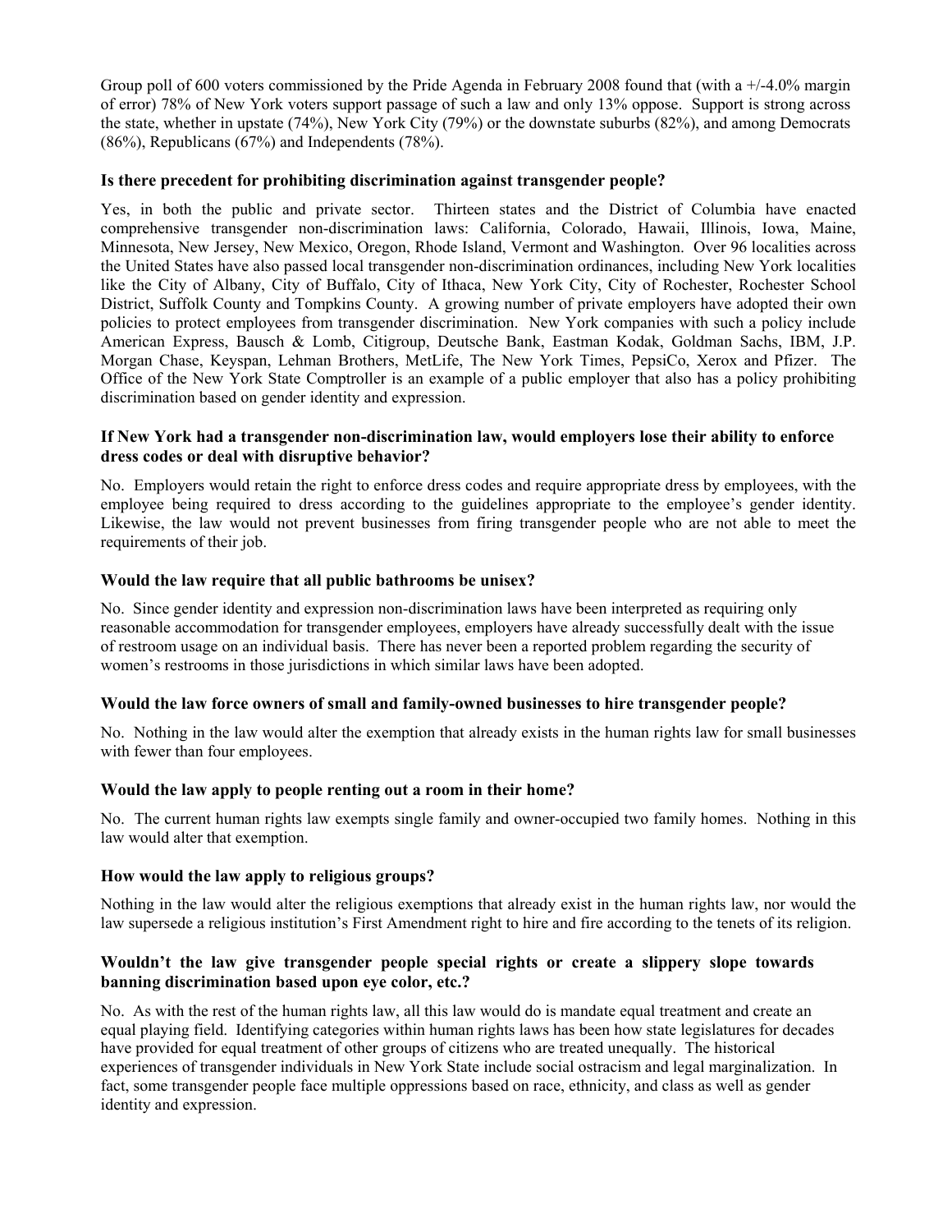Group poll of 600 voters commissioned by the Pride Agenda in February 2008 found that (with a +/-4.0% margin of error) 78% of New York voters support passage of such a law and only 13% oppose. Support is strong across the state, whether in upstate (74%), New York City (79%) or the downstate suburbs (82%), and among Democrats (86%), Republicans (67%) and Independents (78%).

### Is there precedent for prohibiting discrimination against transgender people?

Yes, in both the public and private sector. Thirteen states and the District of Columbia have enacted comprehensive transgender non-discrimination laws: California, Colorado, Hawaii, Illinois, Iowa, Maine, Minnesota, New Jersey, New Mexico, Oregon, Rhode Island, Vermont and Washington. Over 96 localities across the United States have also passed local transgender non-discrimination ordinances, including New York localities like the City of Albany, City of Buffalo, City of Ithaca, New York City, City of Rochester, Rochester School District, Suffolk County and Tompkins County. A growing number of private employers have adopted their own policies to protect employees from transgender discrimination. New York companies with such a policy include American Express, Bausch & Lomb, Citigroup, Deutsche Bank, Eastman Kodak, Goldman Sachs, IBM, J.P. Morgan Chase, Keyspan, Lehman Brothers, MetLife, The New York Times, PepsiCo, Xerox and Pfizer. The Office of the New York State Comptroller is an example of a public employer that also has a policy prohibiting discrimination based on gender identity and expression.

### If New York had a transgender non-discrimination law, would employers lose their ability to enforce dress codes or deal with disruptive behavior?

No. Employers would retain the right to enforce dress codes and require appropriate dress by employees, with the employee being required to dress according to the guidelines appropriate to the employee's gender identity. Likewise, the law would not prevent businesses from firing transgender people who are not able to meet the requirements of their job.

### Would the law require that all public bathrooms be unisex?

No. Since gender identity and expression non-discrimination laws have been interpreted as requiring only reasonable accommodation for transgender employees, employers have already successfully dealt with the issue of restroom usage on an individual basis. There has never been a reported problem regarding the security of women's restrooms in those jurisdictions in which similar laws have been adopted.

### Would the law force owners of small and family-owned businesses to hire transgender people?

No. Nothing in the law would alter the exemption that already exists in the human rights law for small businesses with fewer than four employees.

### Would the law apply to people renting out a room in their home?

No. The current human rights law exempts single family and owner-occupied two family homes. Nothing in this law would alter that exemption.

### How would the law apply to religious groups?

Nothing in the law would alter the religious exemptions that already exist in the human rights law, nor would the law supersede a religious institution's First Amendment right to hire and fire according to the tenets of its religion.

### Wouldn't the law give transgender people special rights or create a slippery slope towards banning discrimination based upon eye color, etc.?

No. As with the rest of the human rights law, all this law would do is mandate equal treatment and create an equal playing field. Identifying categories within human rights laws has been how state legislatures for decades have provided for equal treatment of other groups of citizens who are treated unequally. The historical experiences of transgender individuals in New York State include social ostracism and legal marginalization. In fact, some transgender people face multiple oppressions based on race, ethnicity, and class as well as gender identity and expression.